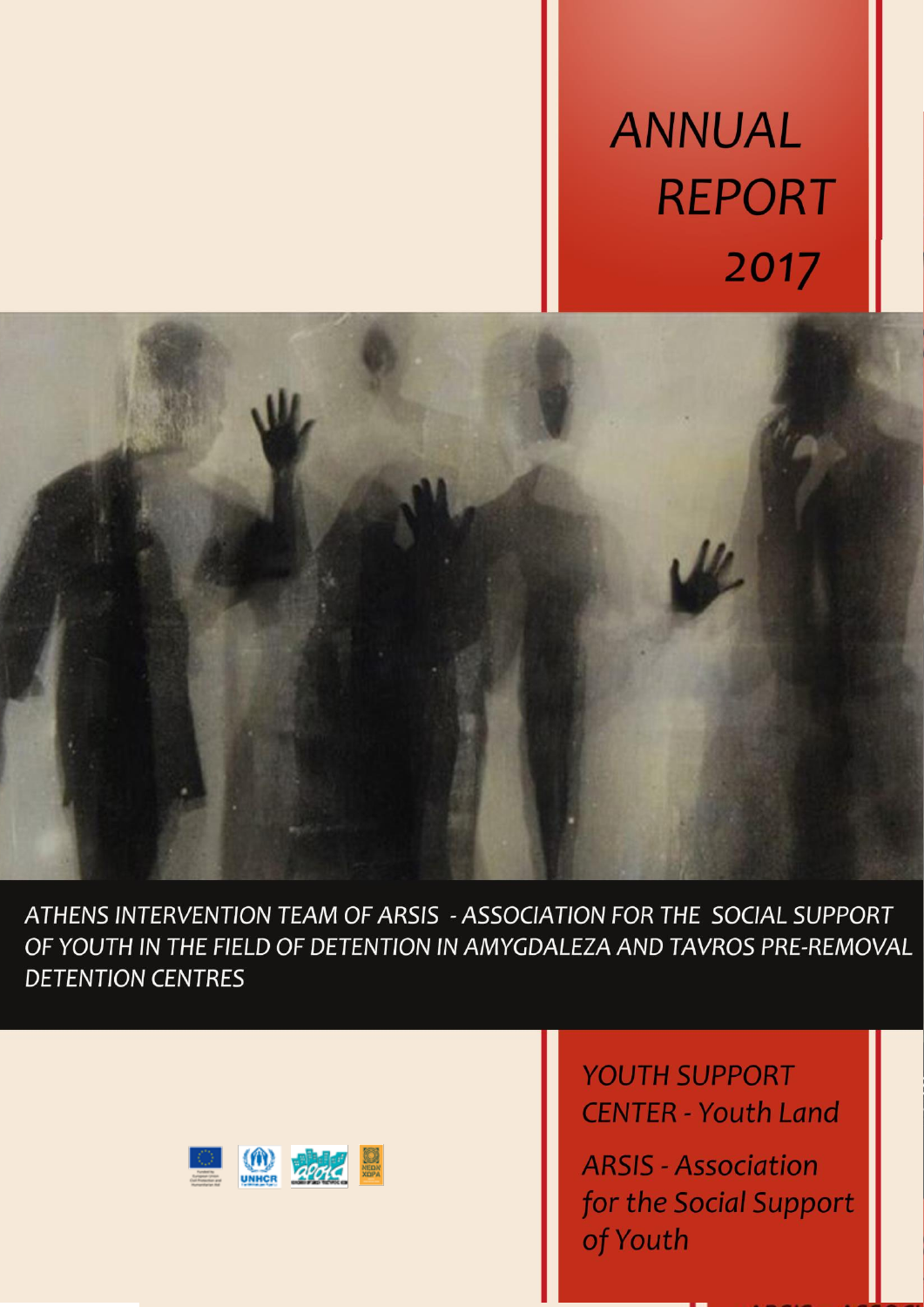# ANNUAL REPORT 2017

*ATHENS INTERVENTION TEAM OF ARSIS - ASSOCIATION FOR THE SOCIAL SUPPORT OF YOUTH IN THE FIELD OF DETENTION IN AMYGDALEZA AND TAVROS PRE-REMOVAL DETENTION CENTRES*

*YOUTH SUPPORT CENTER - Youth Land*

*ARSIS - Association for the Social Support of Youth*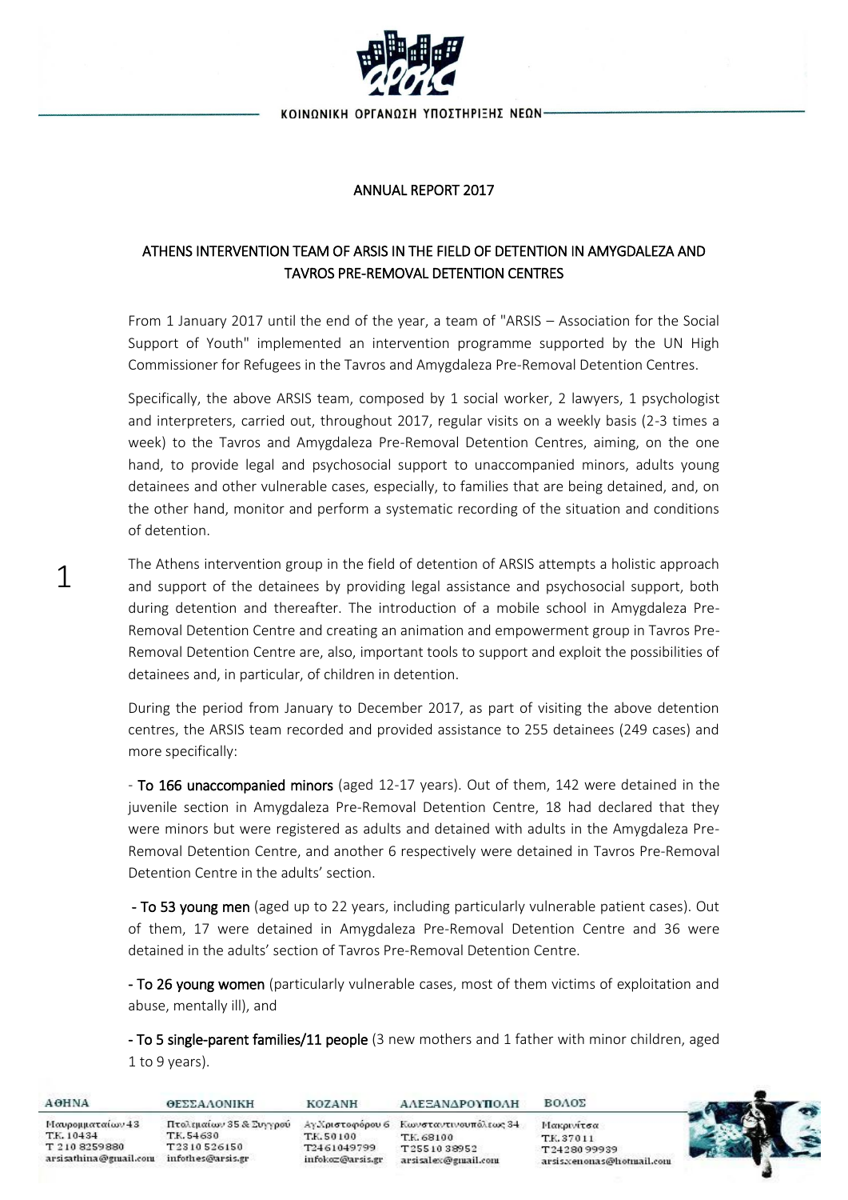# ANNUAL REPORT 2017

## ATHENS INTERVENTION TEAM OF ARSIS IN THE FIELD OF DETENTION IN AMYGDALEZA AND TAVROS PRE-REMOVAL DETENTION CENTRES

From 1 January 2017 until the end of the year, a team of "ARSIS – Association for the Social Support of Youth" implemented an intervention programme supported by the UN High Commissioner for Refugees in the Tavros and Amygdaleza Pre-Removal Detention Centres.

Specifically, the above ARSIS team, composed by 1 social worker, 2 lawyers, 1 psychologist and interpreters, carried out, throughout 2017, regular visits on a weekly basis (2-3 times a week) to the Tavros and Amygdaleza Pre-Removal Detention Centres, aiming, on the one hand, to provide legal and psychosocial support to unaccompanied minors, adults young detainees and other vulnerable cases, especially, to families that are being detained, and, on the other hand, monitor and perform a systematic recording of the situation and conditions of detention.

The Athens intervention group in the field of detention of ARSIS attempts a holistic approach and support of the detainees by providing legal assistance and psychosocial support, both during detention and thereafter. The introduction of a mobile school in Amygdaleza Pre-Removal Detention Centre and creating an animation and empowerment group in Tavros Pre-Removal Detention Centre are, also, important tools to support and exploit the possibilities of detainees and, in particular, of children in detention.

During the period from January to December 2017, as part of visiting the above detention centres, the ARSIS team recorded and provided assistance to 255 detainees (249 cases) and more specifically:

- **To 166 unaccompanied minors** (aged 12-17 years). Out of them, 142 were detained in the juvenile section in Amygdaleza Pre-Removal Detention Centre, 18 had declared that they were minors but were registered as adults and detained with adults in the Amygdaleza Pre-Removal Detention Centre, and another 6 respectively were detained in Tavros Pre-Removal Detention Centre in the adults' section.

- **To 53 young men** (aged up to 22 years, including particularly vulnerable patient cases). Out of them, 17 were detained in Amygdaleza Pre-Removal Detention Centre and 36 were detained in the adults' section of Tavros Pre-Removal Detention Centre.

- **To 26 young women** (particularly vulnerable cases, most of them victims of exploitation and abuse, mentally ill), and

- **To 5 single-parent families/11 people** (3 new mothers and 1 father with minor children, aged 1 to 9 years).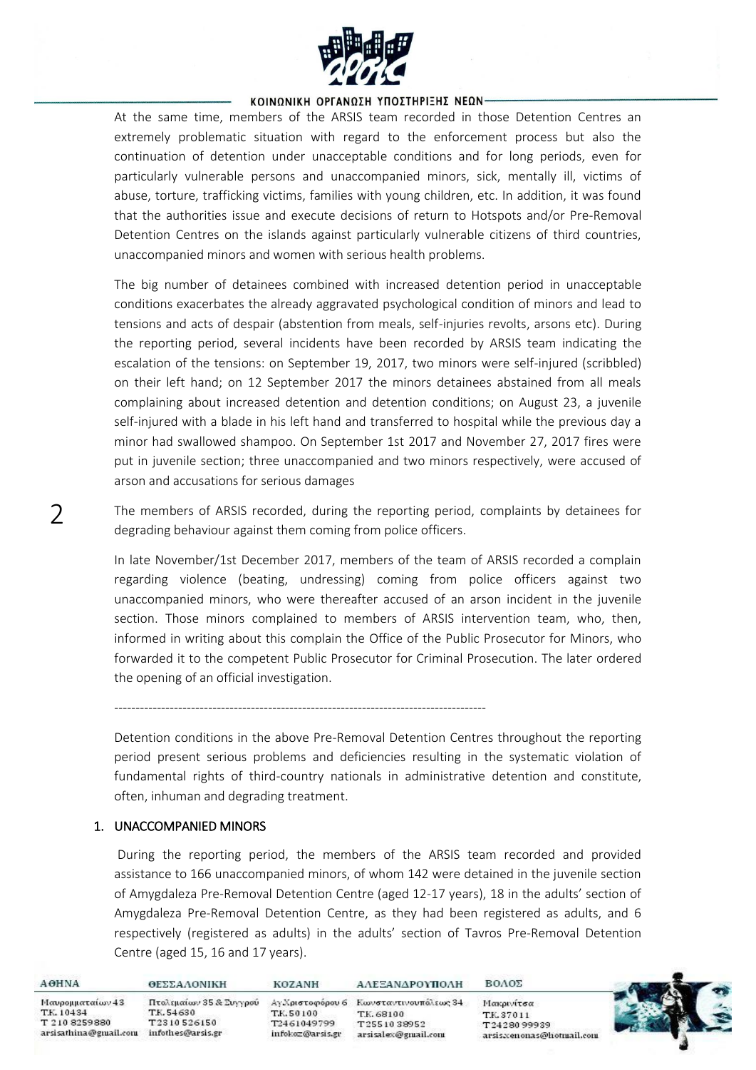At the same time, members of the ARSIS team recorded in those Detention Centres an extremely problematic situation with regard to the enforcement process but also the continuation of detention under unacceptable conditions and for long periods, even for particularly vulnerable persons and unaccompanied minors, sick, mentally ill, victims of abuse, torture, trafficking victims, families with young children, etc. In addition, it was found that the authorities issue and execute decisions of return to Hotspots and/or Pre-Removal Detention Centres on the islands against particularly vulnerable citizens of third countries, unaccompanied minors and women with serious health problems.

The big number of detainees combined with increased detention period in unacceptable conditions exacerbates the already aggravated psychological condition of minors and lead to tensions and acts of despair (abstention from meals, self-injuries revolts, arsons etc). During the reporting period, several incidents have been recorded by ARSIS team indicating the escalation of the tensions: on September 19, 2017, two minors were self-injured (scribbled) on their left hand; on 12 September 2017 the minors detainees abstained from all meals complaining about increased detention and detention conditions; on August 23, a juvenile self-injured with a blade in his left hand and transferred to hospital while the previous day a minor had swallowed shampoo. On September 1st 2017 and November 27, 2017 fires were put in juvenile section; three unaccompanied and two minors respectively, were accused of arson and accusations for serious damages

The members of ARSIS recorded, during the reporting period, complaints by detainees for degrading behaviour against them coming from police officers.

In late November/1st December 2017, members of the team of ARSIS recorded a complain regarding violence (beating, undressing) coming from police officers against two unaccompanied minors, who were thereafter accused of an arson incident in the juvenile section. Those minors complained to members of ARSIS intervention team, who, then, informed in writing about this complain the Office of the Public Prosecutor for Minors, who forwarded it to the competent Public Prosecutor for Criminal Prosecution. The later ordered the opening of an official investigation.

------------------------------------------------------------------------------------------

Detention conditions in the above Pre-Removal Detention Centres throughout the reporting period present serious problems and deficiencies resulting in the systematic violation of fundamental rights of third-country nationals in administrative detention and constitute, often, inhuman and degrading treatment.

## 1. UNACCOMPANIED MINORS

During the reporting period, the members of the ARSIS team recorded and provided assistance to 166 unaccompanied minors, of whom 142 were detained in the juvenile section of Amygdaleza Pre-Removal Detention Centre (aged 12-17 years), 18 in the adults' section of Amygdaleza Pre-Removal Detention Centre, as they had been registered as adults, and 6 respectively (registered as adults) in the adults' section of Tavros Pre-Removal Detention Centre (aged 15, 16 and 17 years).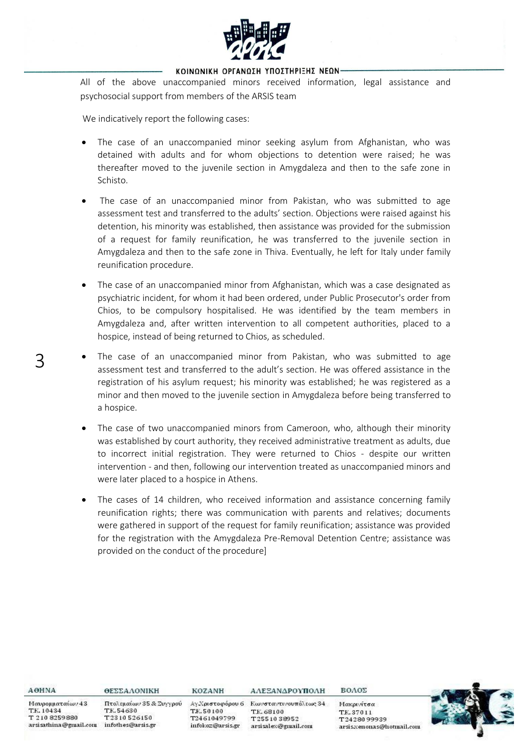All of the above unaccompanied minors received information, legal assistance and psychosocial support from members of the ARSIS team

We indicatively report the following cases:

- The case of an unaccompanied minor seeking asylum from Afghanistan, who was detained with adults and for whom objections to detention were raised; he was thereafter moved to the juvenile section in Amygdaleza and then to the safe zone in Schisto.
- The case of an unaccompanied minor from Pakistan, who was submitted to age assessment test and transferred to the adults' section. Objections were raised against his detention, his minority was established, then assistance was provided for the submission of a request for family reunification, he was transferred to the juvenile section in Amygdaleza and then to the safe zone in Thiva. Eventually, he left for Italy under family reunification procedure.
- The case of an unaccompanied minor from Afghanistan, which was a case designated as psychiatric incident, for whom it had been ordered, under Public Prosecutor's order from Chios, to be compulsory hospitalised. He was identified by the team members in Amygdaleza and, after written intervention to all competent authorities, placed to a hospice, instead of being returned to Chios, as scheduled.
- The case of an unaccompanied minor from Pakistan, who was submitted to age assessment test and transferred to the adult's section. He was offered assistance in the registration of his asylum request; his minority was established; he was registered as a minor and then moved to the juvenile section in Amygdaleza before being transferred to a hospice.
- The case of two unaccompanied minors from Cameroon, who, although their minority was established by court authority, they received administrative treatment as adults, due to incorrect initial registration. They were returned to Chios - despite our written intervention - and then, following our intervention treated as unaccompanied minors and were later placed to a hospice in Athens.
- The cases of 14 children, who received information and assistance concerning family reunification rights; there was communication with parents and relatives; documents were gathered in support of the request for family reunification; assistance was provided for the registration with the Amygdaleza Pre-Removal Detention Centre; assistance was provided on the conduct of the procedure]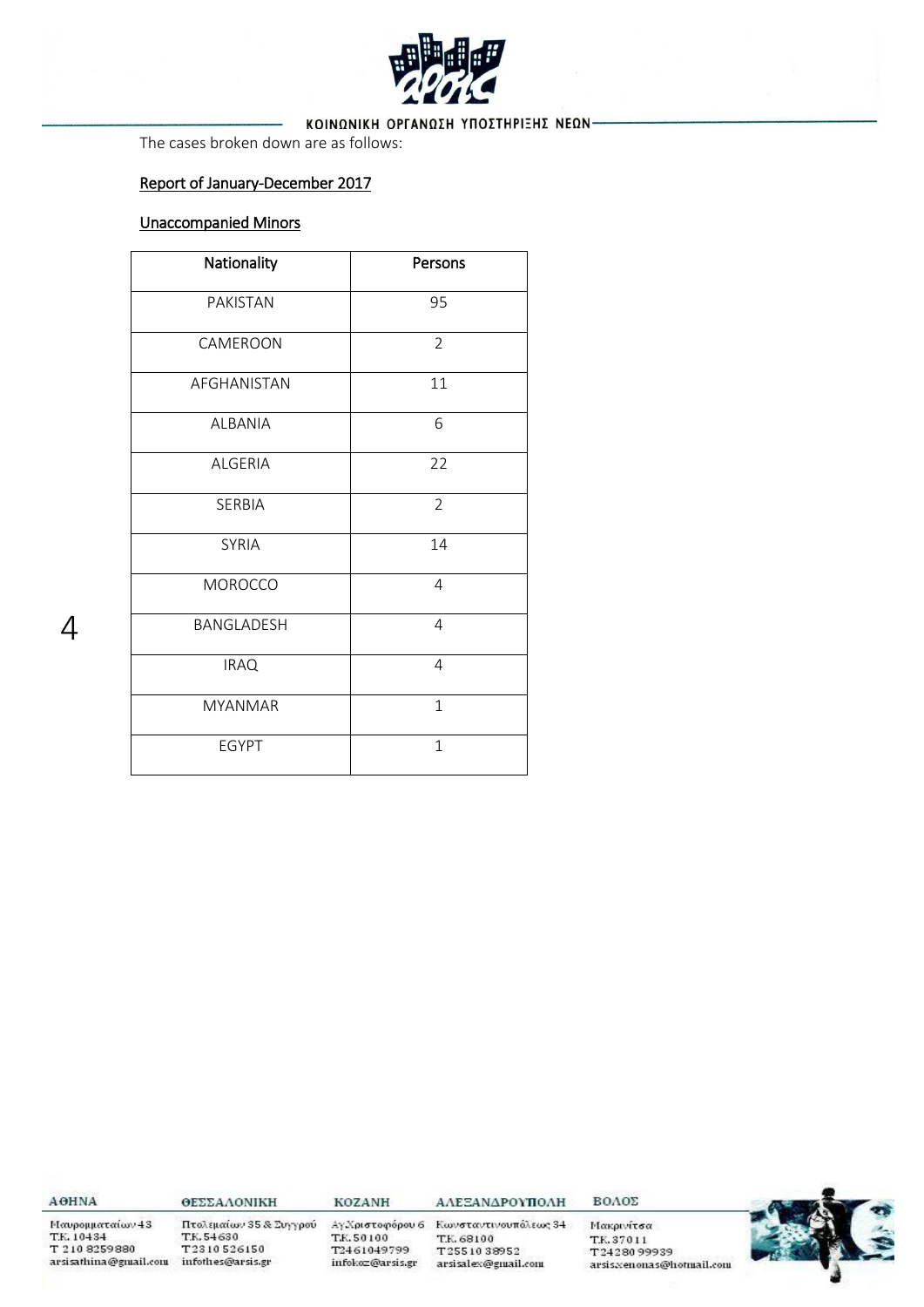The cases broken down are as follows:

Report of January-December 2017

Unaccompanied Minors

| Nationality | Persons |
|---|---|
| PAKISTAN | 95 |
| CAMEROON | 2 |
| AFGHANISTAN | 11 |
| ALBANIA | 6 |
| ALGERIA | 22 |
| SERBIA | 2 |
| SYRIA | 14 |
| MOROCCO | 4 |
| BANGLADESH | 4 |
| IRAQ | 4 |
| MYANMAR | 1 |
| EGYPT | 1 |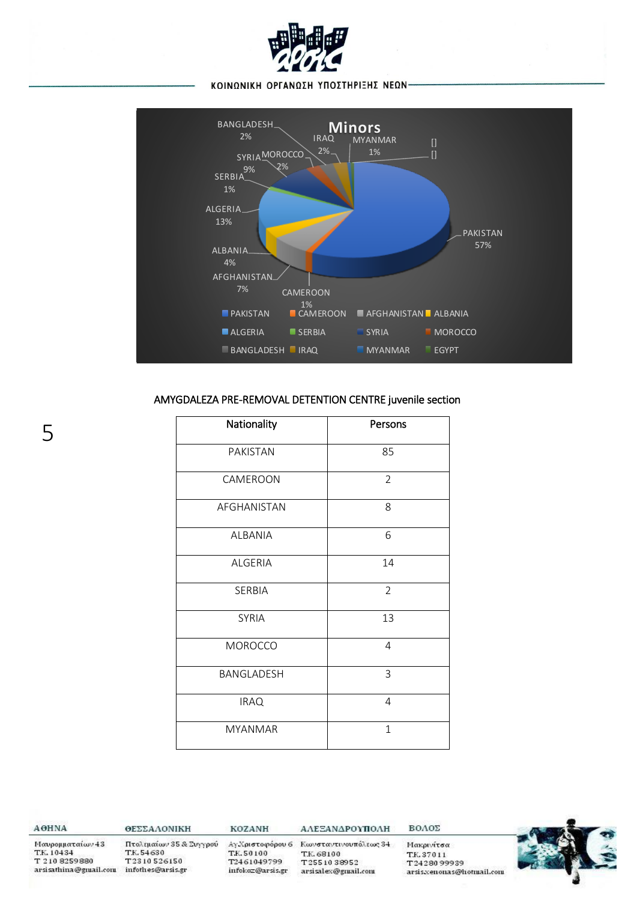ΚΟΙΝΩΝΙΚΗ ΟΡΓΑΝΩΣΗ ΥΠΟΣΤΗΡΙΞΗΣ ΝΕΩΝ

**Minors**

PAKISTAN 57%, CAMEROON 1%, AFGHANISTAN 7%, ALBANIA 4%, ALGERIA 13%, SERBIA 1%, SYRIA 9%, MOROCCO 2%, BANGLADESH 2%, IRAQ 2%, MYANMAR 1%, [], []

Legend: PAKISTAN, CAMEROON, AFGHANISTAN, ALBANIA, ALGERIA, SERBIA, SYRIA, MOROCCO, BANGLADESH, IRAQ, MYANMAR, EGYPT

AMYGDALEZA PRE-REMOVAL DETENTION CENTRE juvenile section

| Nationality | Persons |
|---|---|
| PAKISTAN | 85 |
| CAMEROON | 2 |
| AFGHANISTAN | 8 |
| ALBANIA | 6 |
| ALGERIA | 14 |
| SERBIA | 2 |
| SYRIA | 13 |
| MOROCCO | 4 |
| BANGLADESH | 3 |
| IRAQ | 4 |
| MYANMAR | 1 |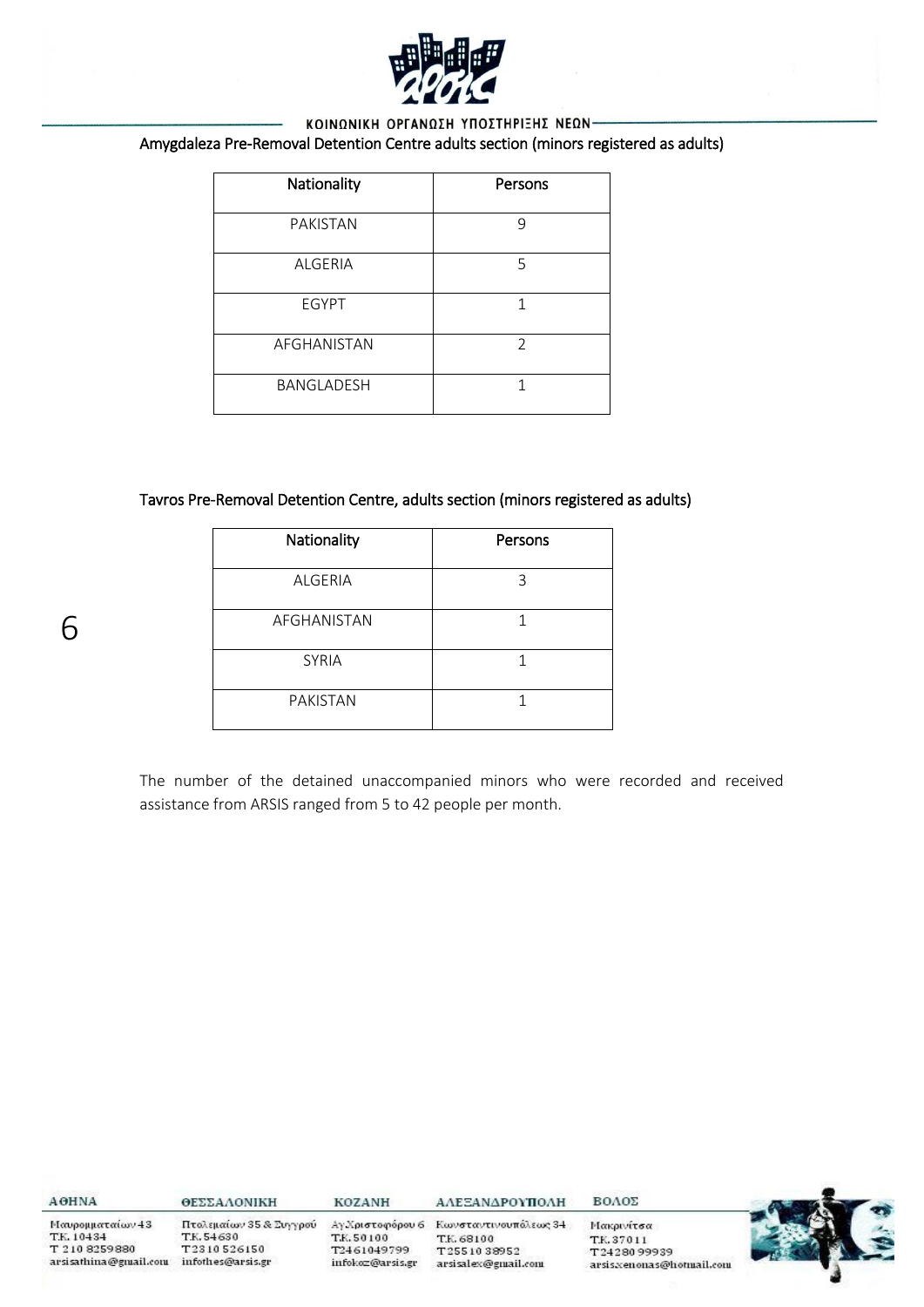Amygdaleza Pre-Removal Detention Centre adults section (minors registered as adults)

| Nationality | Persons |
|---|---|
| PAKISTAN | 9 |
| ALGERIA | 5 |
| EGYPT | 1 |
| AFGHANISTAN | 2 |
| BANGLADESH | 1 |

Tavros Pre-Removal Detention Centre, adults section (minors registered as adults)

| Nationality | Persons |
|---|---|
| ALGERIA | 3 |
| AFGHANISTAN | 1 |
| SYRIA | 1 |
| PAKISTAN | 1 |

The number of the detained unaccompanied minors who were recorded and received assistance from ARSIS ranged from 5 to 42 people per month.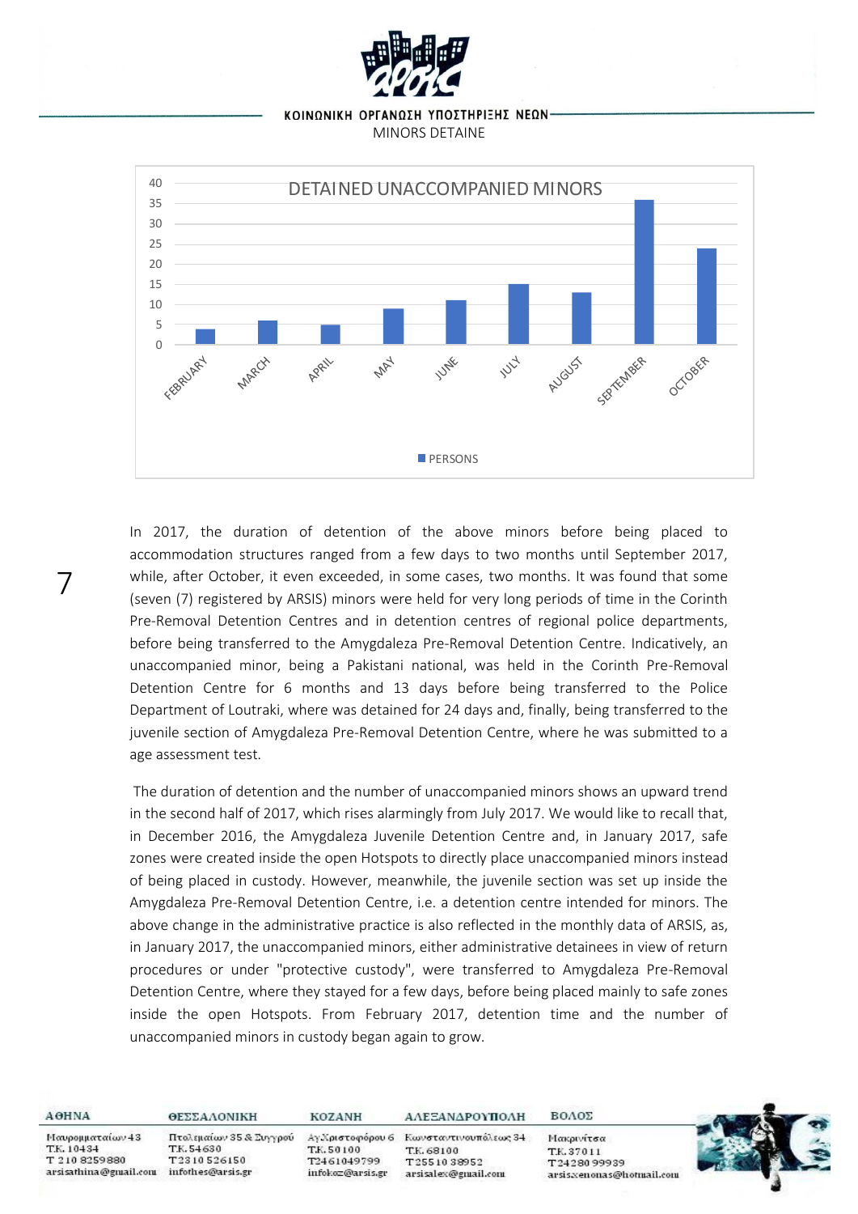MINORS DETAINE

**DETAINED UNACCOMPANIED MINORS**

| Month | PERSONS |
|---|---|
| FEBRUARY | 4 |
| MARCH | 6 |
| APRIL | 5 |
| MAY | 9 |
| JUNE | 11 |
| JULY | 15 |
| AUGUST | 13 |
| SEPTEMBER | 36 |
| OCTOBER | 24 |

In 2017, the duration of detention of the above minors before being placed to accommodation structures ranged from a few days to two months until September 2017, while, after October, it even exceeded, in some cases, two months. It was found that some (seven (7) registered by ARSIS) minors were held for very long periods of time in the Corinth Pre-Removal Detention Centres and in detention centres of regional police departments, before being transferred to the Amygdaleza Pre-Removal Detention Centre. Indicatively, an unaccompanied minor, being a Pakistani national, was held in the Corinth Pre-Removal Detention Centre for 6 months and 13 days before being transferred to the Police Department of Loutraki, where was detained for 24 days and, finally, being transferred to the juvenile section of Amygdaleza Pre-Removal Detention Centre, where he was submitted to a age assessment test.

The duration of detention and the number of unaccompanied minors shows an upward trend in the second half of 2017, which rises alarmingly from July 2017. We would like to recall that, in December 2016, the Amygdaleza Juvenile Detention Centre and, in January 2017, safe zones were created inside the open Hotspots to directly place unaccompanied minors instead of being placed in custody. However, meanwhile, the juvenile section was set up inside the Amygdaleza Pre-Removal Detention Centre, i.e. a detention centre intended for minors. The above change in the administrative practice is also reflected in the monthly data of ARSIS, as, in January 2017, the unaccompanied minors, either administrative detainees in view of return procedures or under "protective custody", were transferred to Amygdaleza Pre-Removal Detention Centre, where they stayed for a few days, before being placed mainly to safe zones inside the open Hotspots. From February 2017, detention time and the number of unaccompanied minors in custody began again to grow.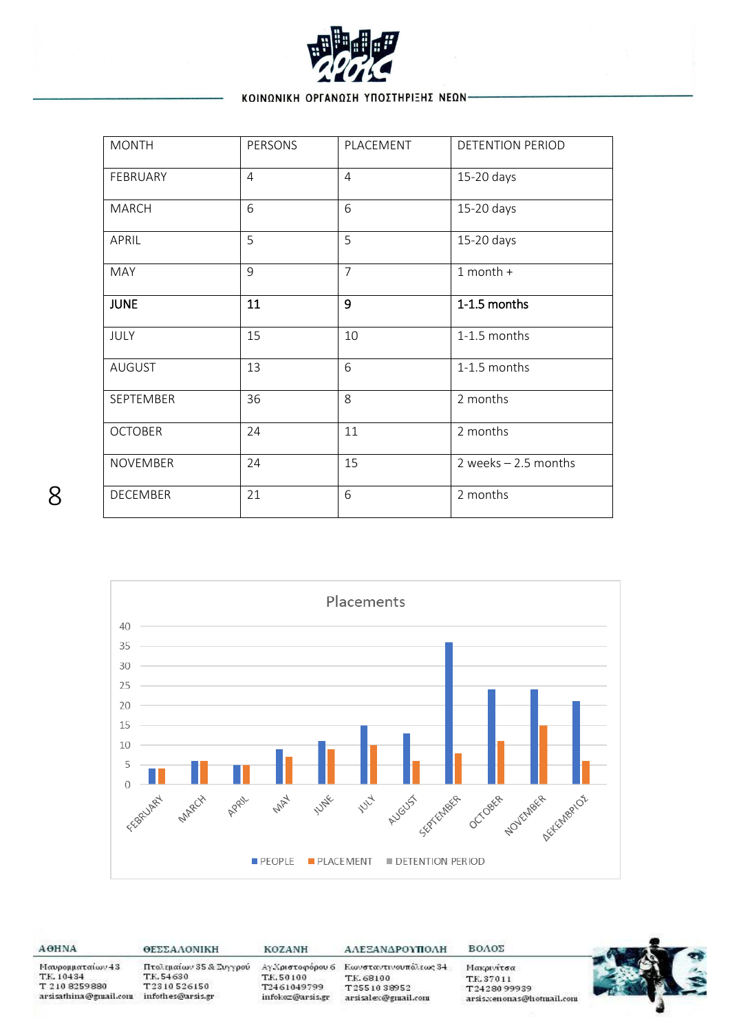| MONTH | PERSONS | PLACEMENT | DETENTION PERIOD |
|---|---|---|---|
| FEBRUARY | 4 | 4 | 15-20 days |
| MARCH | 6 | 6 | 15-20 days |
| APRIL | 5 | 5 | 15-20 days |
| MAY | 9 | 7 | 1 month + |
| **JUNE** | **11** | **9** | **1-1.5 months** |
| JULY | 15 | 10 | 1-1.5 months |
| AUGUST | 13 | 6 | 1-1.5 months |
| SEPTEMBER | 36 | 8 | 2 months |
| OCTOBER | 24 | 11 | 2 months |
| NOVEMBER | 24 | 15 | 2 weeks – 2.5 months |
| DECEMBER | 21 | 6 | 2 months |

Placements

PEOPLE · PLACEMENT · DETENTION PERIOD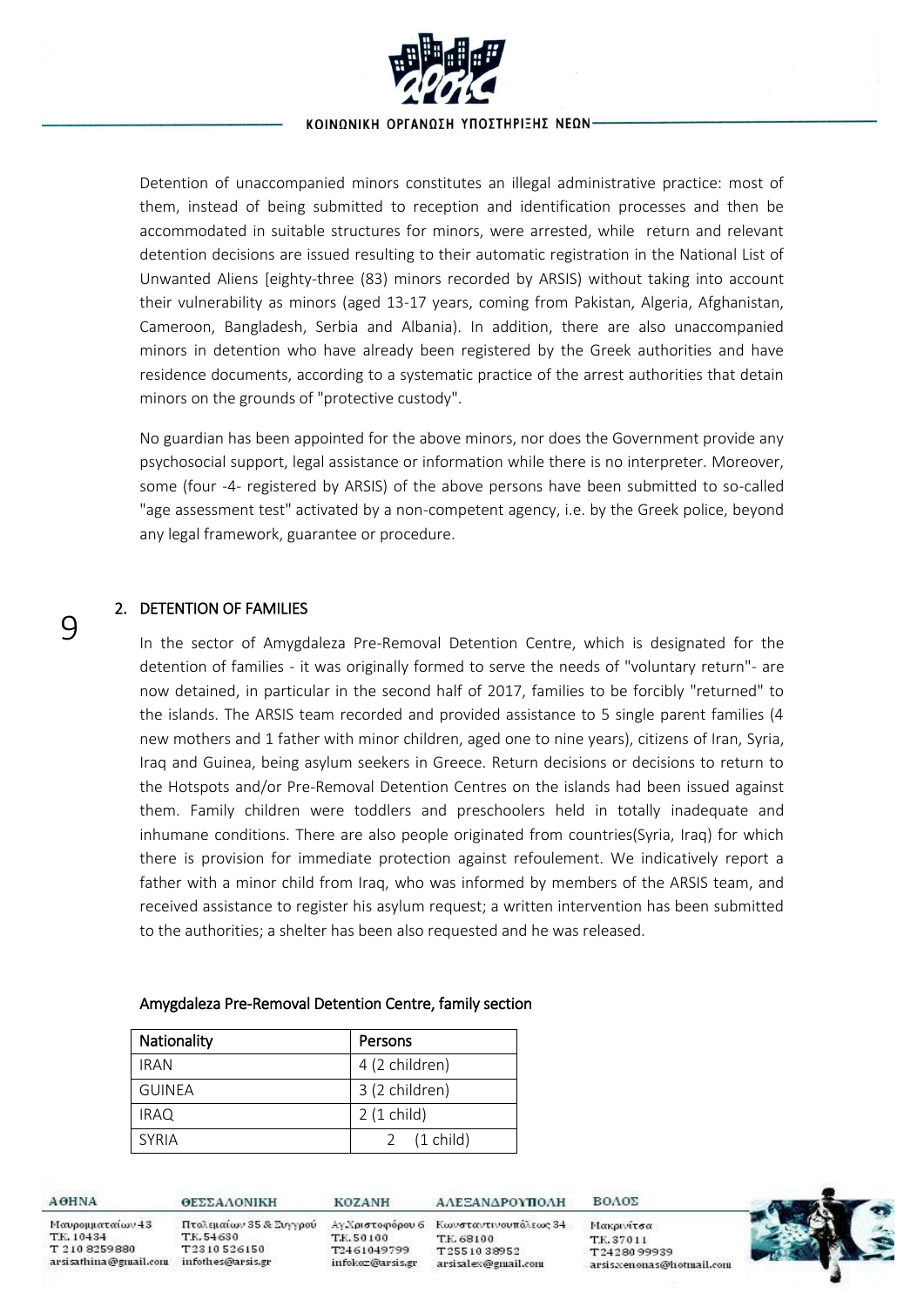Detention of unaccompanied minors constitutes an illegal administrative practice: most of them, instead of being submitted to reception and identification processes and then be accommodated in suitable structures for minors, were arrested, while return and relevant detention decisions are issued resulting to their automatic registration in the National List of Unwanted Aliens [eighty-three (83) minors recorded by ARSIS) without taking into account their vulnerability as minors (aged 13-17 years, coming from Pakistan, Algeria, Afghanistan, Cameroon, Bangladesh, Serbia and Albania). In addition, there are also unaccompanied minors in detention who have already been registered by the Greek authorities and have residence documents, according to a systematic practice of the arrest authorities that detain minors on the grounds of "protective custody".

No guardian has been appointed for the above minors, nor does the Government provide any psychosocial support, legal assistance or information while there is no interpreter. Moreover, some (four -4- registered by ARSIS) of the above persons have been submitted to so-called "age assessment test" activated by a non-competent agency, i.e. by the Greek police, beyond any legal framework, guarantee or procedure.

## 2. DETENTION OF FAMILIES

In the sector of Amygdaleza Pre-Removal Detention Centre, which is designated for the detention of families - it was originally formed to serve the needs of "voluntary return"- are now detained, in particular in the second half of 2017, families to be forcibly "returned" to the islands. The ARSIS team recorded and provided assistance to 5 single parent families (4 new mothers and 1 father with minor children, aged one to nine years), citizens of Iran, Syria, Iraq and Guinea, being asylum seekers in Greece. Return decisions or decisions to return to the Hotspots and/or Pre-Removal Detention Centres on the islands had been issued against them. Family children were toddlers and preschoolers held in totally inadequate and inhumane conditions. There are also people originated from countries(Syria, Iraq) for which there is provision for immediate protection against refoulement. We indicatively report a father with a minor child from Iraq, who was informed by members of the ARSIS team, and received assistance to register his asylum request; a written intervention has been submitted to the authorities; a shelter has been also requested and he was released.

Amygdaleza Pre-Removal Detention Centre, family section

| Nationality | Persons |
|---|---|
| IRAN | 4 (2 children) |
| GUINEA | 3 (2 children) |
| IRAQ | 2 (1 child) |
| SYRIA | 2 (1 child) |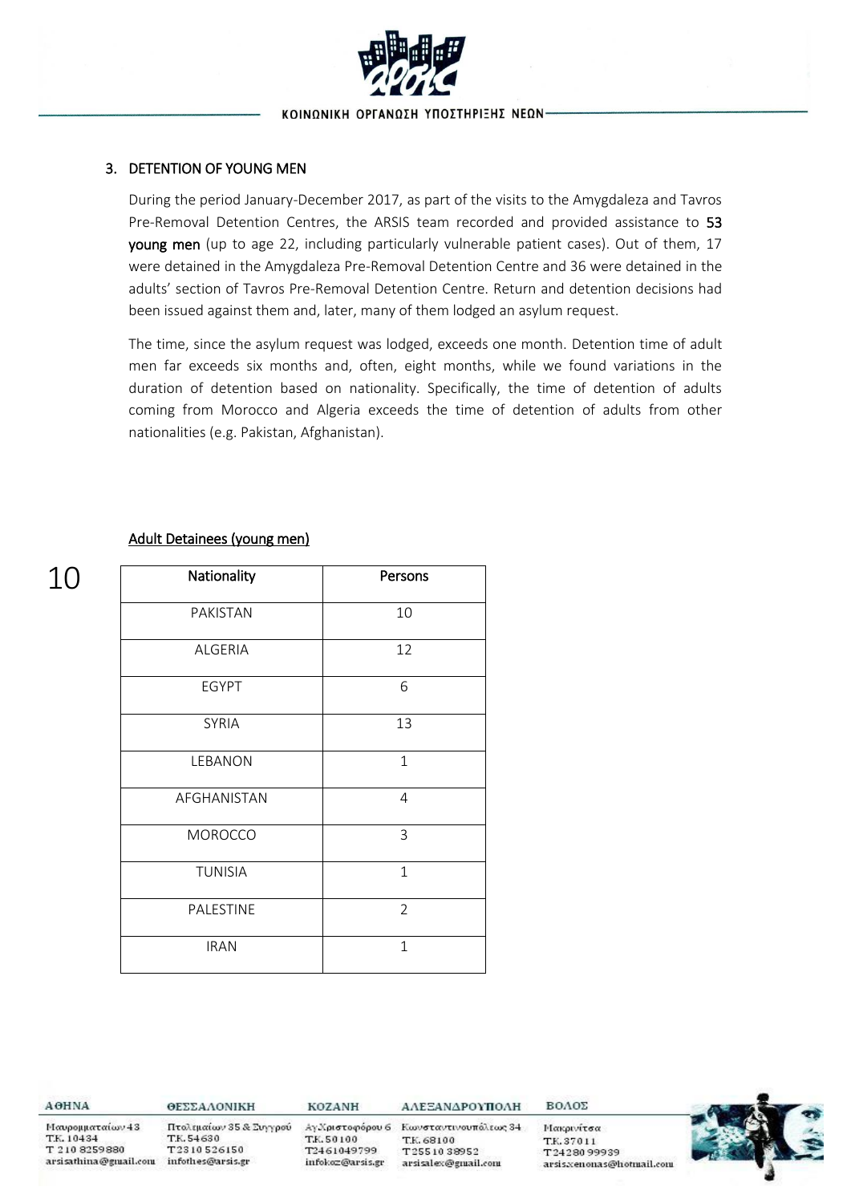## 3. DETENTION OF YOUNG MEN

During the period January-December 2017, as part of the visits to the Amygdaleza and Tavros Pre-Removal Detention Centres, the ARSIS team recorded and provided assistance to **53 young men** (up to age 22, including particularly vulnerable patient cases). Out of them, 17 were detained in the Amygdaleza Pre-Removal Detention Centre and 36 were detained in the adults' section of Tavros Pre-Removal Detention Centre. Return and detention decisions had been issued against them and, later, many of them lodged an asylum request.

The time, since the asylum request was lodged, exceeds one month. Detention time of adult men far exceeds six months and, often, eight months, while we found variations in the duration of detention based on nationality. Specifically, the time of detention of adults coming from Morocco and Algeria exceeds the time of detention of adults from other nationalities (e.g. Pakistan, Afghanistan).

Adult Detainees (young men)

| Nationality | Persons |
|---|---|
| PAKISTAN | 10 |
| ALGERIA | 12 |
| EGYPT | 6 |
| SYRIA | 13 |
| LEBANON | 1 |
| AFGHANISTAN | 4 |
| MOROCCO | 3 |
| TUNISIA | 1 |
| PALESTINE | 2 |
| IRAN | 1 |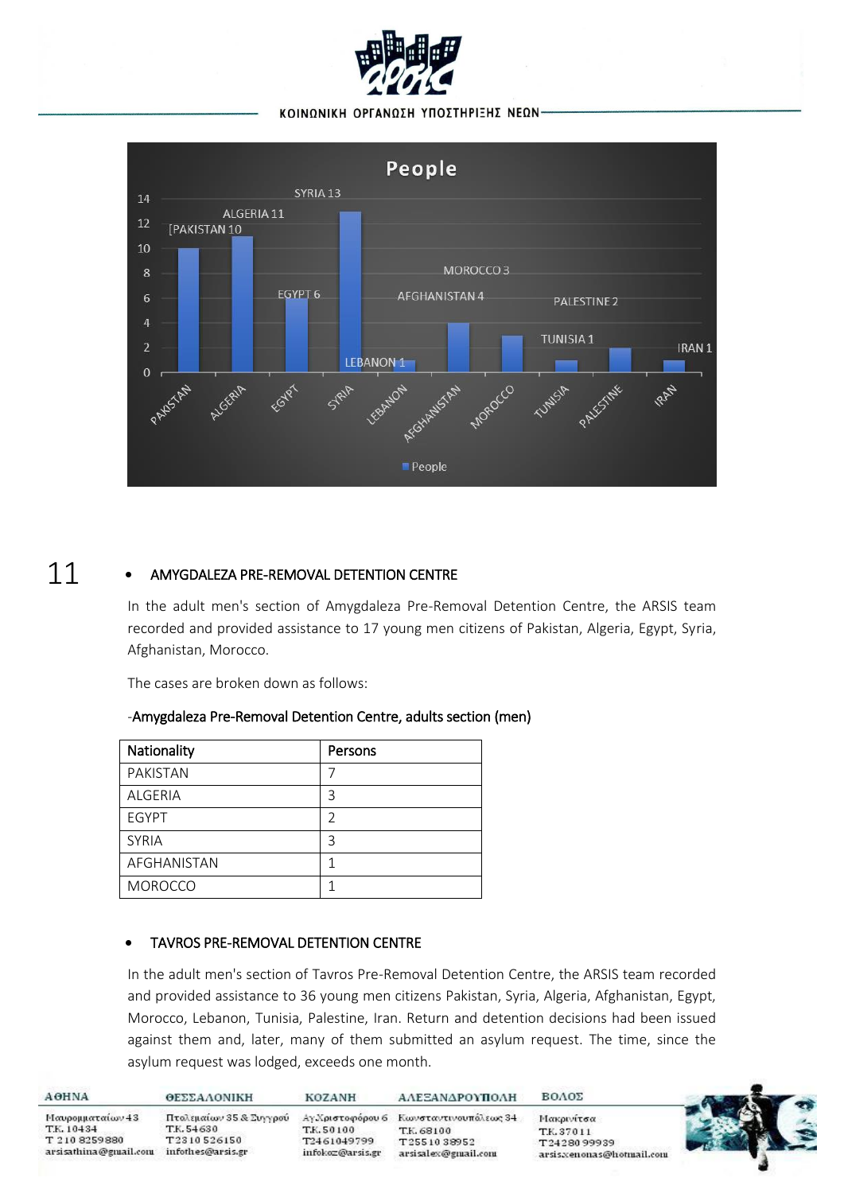- **AMYGDALEZA PRE-REMOVAL DETENTION CENTRE**

In the adult men's section of Amygdaleza Pre-Removal Detention Centre, the ARSIS team recorded and provided assistance to 17 young men citizens of Pakistan, Algeria, Egypt, Syria, Afghanistan, Morocco.

The cases are broken down as follows:

-Amygdaleza Pre-Removal Detention Centre, adults section (men)

| Nationality | Persons |
|---|---|
| PAKISTAN | 7 |
| ALGERIA | 3 |
| EGYPT | 2 |
| SYRIA | 3 |
| AFGHANISTAN | 1 |
| MOROCCO | 1 |

- **TAVROS PRE-REMOVAL DETENTION CENTRE**

In the adult men's section of Tavros Pre-Removal Detention Centre, the ARSIS team recorded and provided assistance to 36 young men citizens Pakistan, Syria, Algeria, Afghanistan, Egypt, Morocco, Lebanon, Tunisia, Palestine, Iran. Return and detention decisions had been issued against them and, later, many of them submitted an asylum request. The time, since the asylum request was lodged, exceeds one month.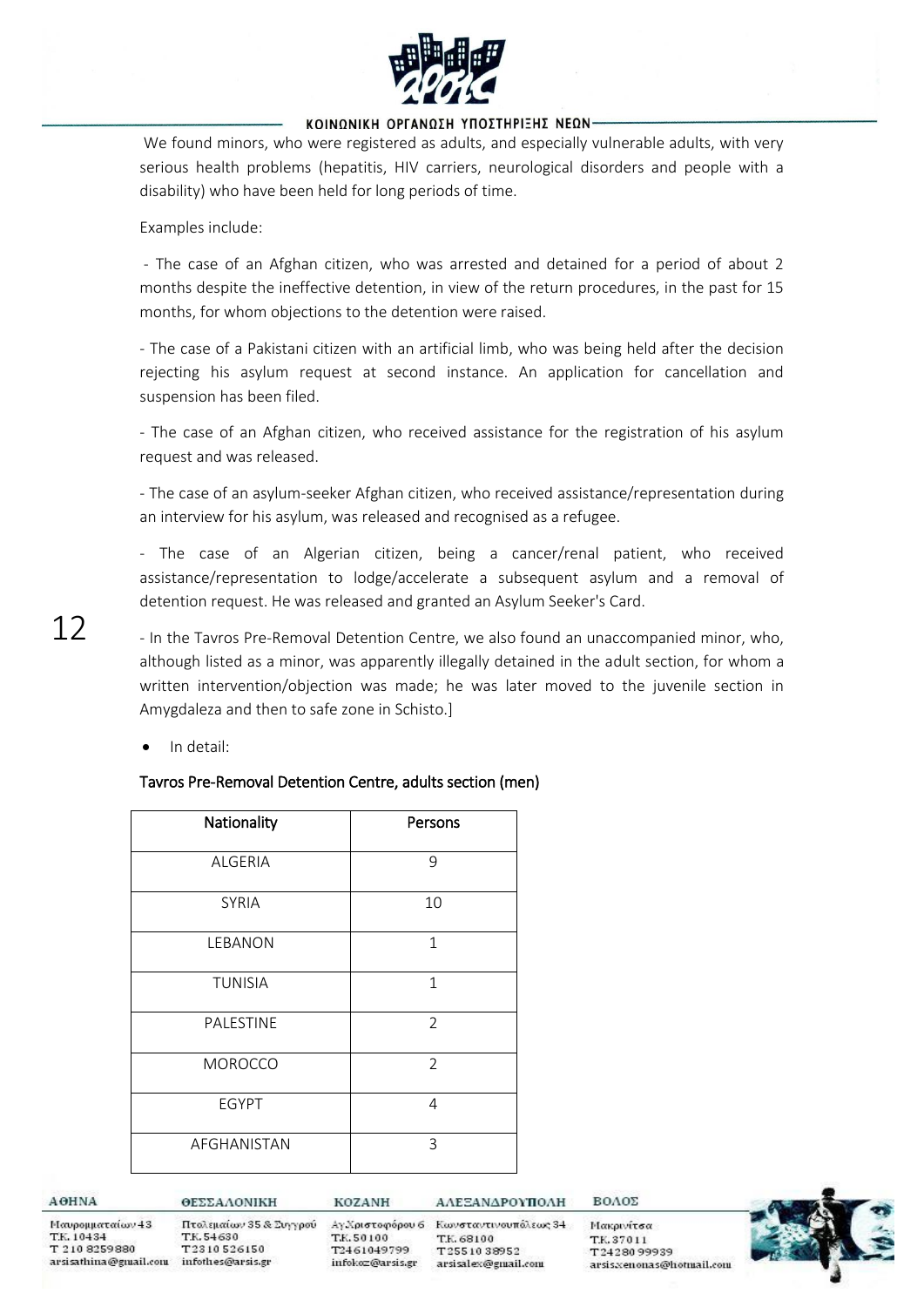We found minors, who were registered as adults, and especially vulnerable adults, with very serious health problems (hepatitis, HIV carriers, neurological disorders and people with a disability) who have been held for long periods of time.

Examples include:

- The case of an Afghan citizen, who was arrested and detained for a period of about 2 months despite the ineffective detention, in view of the return procedures, in the past for 15 months, for whom objections to the detention were raised.

- The case of a Pakistani citizen with an artificial limb, who was being held after the decision rejecting his asylum request at second instance. An application for cancellation and suspension has been filed.

- The case of an Afghan citizen, who received assistance for the registration of his asylum request and was released.

- The case of an asylum-seeker Afghan citizen, who received assistance/representation during an interview for his asylum, was released and recognised as a refugee.

- The case of an Algerian citizen, being a cancer/renal patient, who received assistance/representation to lodge/accelerate a subsequent asylum and a removal of detention request. He was released and granted an Asylum Seeker's Card.

- In the Tavros Pre-Removal Detention Centre, we also found an unaccompanied minor, who, although listed as a minor, was apparently illegally detained in the adult section, for whom a written intervention/objection was made; he was later moved to the juvenile section in Amygdaleza and then to safe zone in Schisto.]

- In detail:

Tavros Pre-Removal Detention Centre, adults section (men)

| Nationality | Persons |
|---|---|
| ALGERIA | 9 |
| SYRIA | 10 |
| LEBANON | 1 |
| TUNISIA | 1 |
| PALESTINE | 2 |
| MOROCCO | 2 |
| EGYPT | 4 |
| AFGHANISTAN | 3 |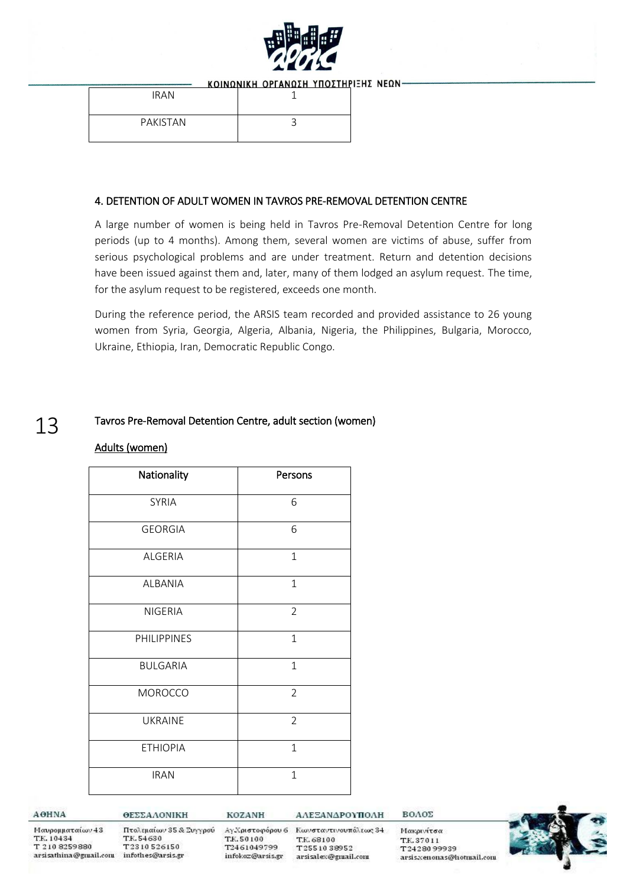| IRAN | 1 |
| --- | --- |
| PAKISTAN | 3 |

#### 4. DETENTION OF ADULT WOMEN IN TAVROS PRE-REMOVAL DETENTION CENTRE

A large number of women is being held in Tavros Pre-Removal Detention Centre for long periods (up to 4 months). Among them, several women are victims of abuse, suffer from serious psychological problems and are under treatment. Return and detention decisions have been issued against them and, later, many of them lodged an asylum request. The time, for the asylum request to be registered, exceeds one month.

During the reference period, the ARSIS team recorded and provided assistance to 26 young women from Syria, Georgia, Algeria, Albania, Nigeria, the Philippines, Bulgaria, Morocco, Ukraine, Ethiopia, Iran, Democratic Republic Congo.

Tavros Pre-Removal Detention Centre, adult section (women)

Adults (women)

| Nationality | Persons |
| --- | --- |
| SYRIA | 6 |
| GEORGIA | 6 |
| ALGERIA | 1 |
| ALBANIA | 1 |
| NIGERIA | 2 |
| PHILIPPINES | 1 |
| BULGARIA | 1 |
| MOROCCO | 2 |
| UKRAINE | 2 |
| ETHIOPIA | 1 |
| IRAN | 1 |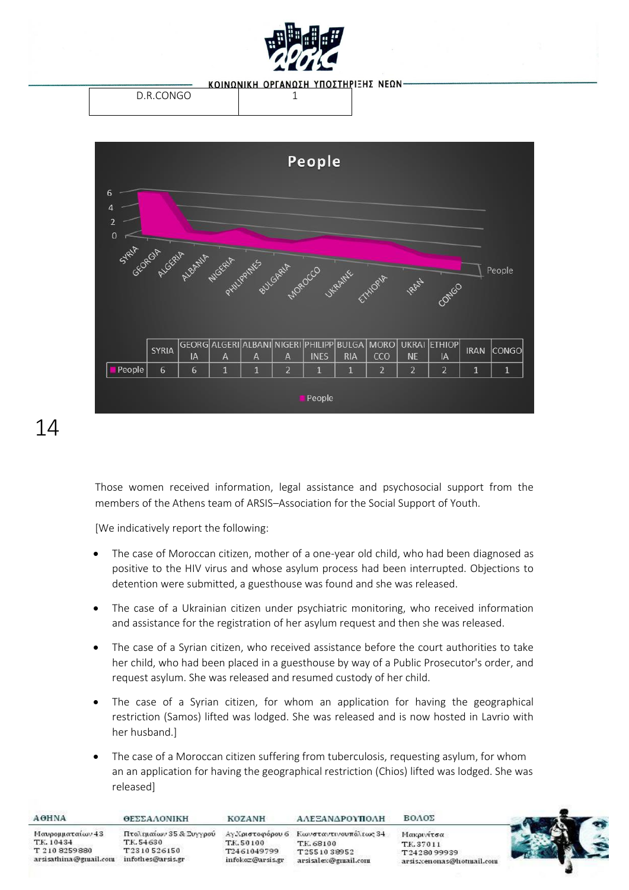| D.R.CONGO | 1 |
|---|---|

| | SYRIA | GEORGIA | ALGERIA | ALBANIA | NIGERIA | PHILIPPINES | BULGARIA | MOROCCO | UKRAINE | ETHIOPIA | IRAN | CONGO |
|---|---|---|---|---|---|---|---|---|---|---|---|---|
| People | 6 | 6 | 1 | 1 | 2 | 1 | 1 | 2 | 2 | 2 | 1 | 1 |

Those women received information, legal assistance and psychosocial support from the members of the Athens team of ARSIS–Association for the Social Support of Youth.

[We indicatively report the following:

- The case of Moroccan citizen, mother of a one-year old child, who had been diagnosed as positive to the HIV virus and whose asylum process had been interrupted. Objections to detention were submitted, a guesthouse was found and she was released.
- The case of a Ukrainian citizen under psychiatric monitoring, who received information and assistance for the registration of her asylum request and then she was released.
- The case of a Syrian citizen, who received assistance before the court authorities to take her child, who had been placed in a guesthouse by way of a Public Prosecutor's order, and request asylum. She was released and resumed custody of her child.
- The case of a Syrian citizen, for whom an application for having the geographical restriction (Samos) lifted was lodged. She was released and is now hosted in Lavrio with her husband.]
- The case of a Moroccan citizen suffering from tuberculosis, requesting asylum, for whom an an application for having the geographical restriction (Chios) lifted was lodged. She was released]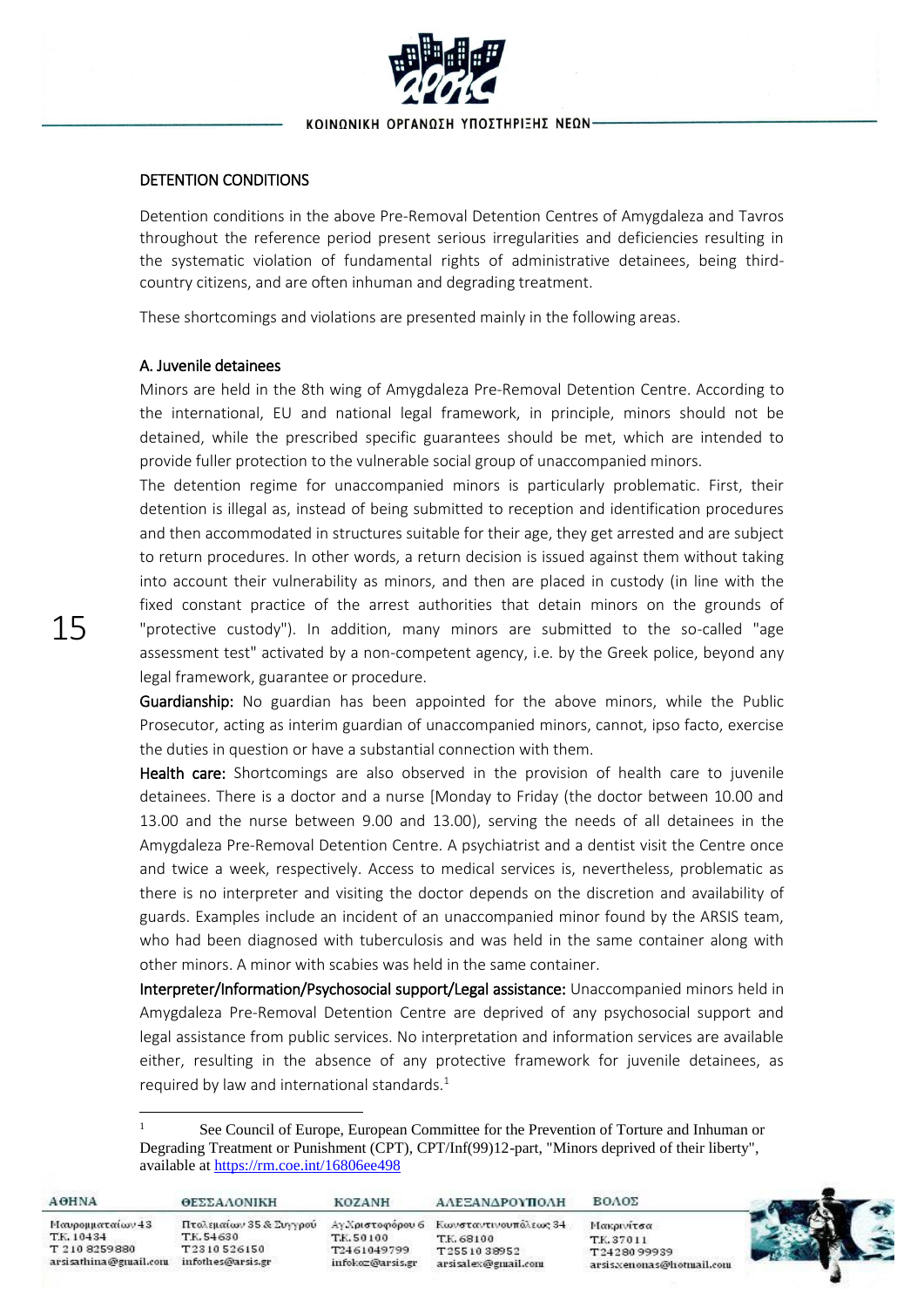## DETENTION CONDITIONS

Detention conditions in the above Pre-Removal Detention Centres of Amygdaleza and Tavros throughout the reference period present serious irregularities and deficiencies resulting in the systematic violation of fundamental rights of administrative detainees, being third-country citizens, and are often inhuman and degrading treatment.

These shortcomings and violations are presented mainly in the following areas.

### A. Juvenile detainees

Minors are held in the 8th wing of Amygdaleza Pre-Removal Detention Centre. According to the international, EU and national legal framework, in principle, minors should not be detained, while the prescribed specific guarantees should be met, which are intended to provide fuller protection to the vulnerable social group of unaccompanied minors.

The detention regime for unaccompanied minors is particularly problematic. First, their detention is illegal as, instead of being submitted to reception and identification procedures and then accommodated in structures suitable for their age, they get arrested and are subject to return procedures. In other words, a return decision is issued against them without taking into account their vulnerability as minors, and then are placed in custody (in line with the fixed constant practice of the arrest authorities that detain minors on the grounds of "protective custody"). In addition, many minors are submitted to the so-called "age assessment test" activated by a non-competent agency, i.e. by the Greek police, beyond any legal framework, guarantee or procedure.

**Guardianship:** No guardian has been appointed for the above minors, while the Public Prosecutor, acting as interim guardian of unaccompanied minors, cannot, ipso facto, exercise the duties in question or have a substantial connection with them.

**Health care:** Shortcomings are also observed in the provision of health care to juvenile detainees. There is a doctor and a nurse [Monday to Friday (the doctor between 10.00 and 13.00 and the nurse between 9.00 and 13.00), serving the needs of all detainees in the Amygdaleza Pre-Removal Detention Centre. A psychiatrist and a dentist visit the Centre once and twice a week, respectively. Access to medical services is, nevertheless, problematic as there is no interpreter and visiting the doctor depends on the discretion and availability of guards. Examples include an incident of an unaccompanied minor found by the ARSIS team, who had been diagnosed with tuberculosis and was held in the same container along with other minors. A minor with scabies was held in the same container.

**Interpreter/Information/Psychosocial support/Legal assistance:** Unaccompanied minors held in Amygdaleza Pre-Removal Detention Centre are deprived of any psychosocial support and legal assistance from public services. No interpretation and information services are available either, resulting in the absence of any protective framework for juvenile detainees, as required by law and international standards.[1]

---

[1] See Council of Europe, European Committee for the Prevention of Torture and Inhuman or Degrading Treatment or Punishment (CPT), CPT/Inf(99)12-part, "Minors deprived of their liberty", available at https://rm.coe.int/16806ee498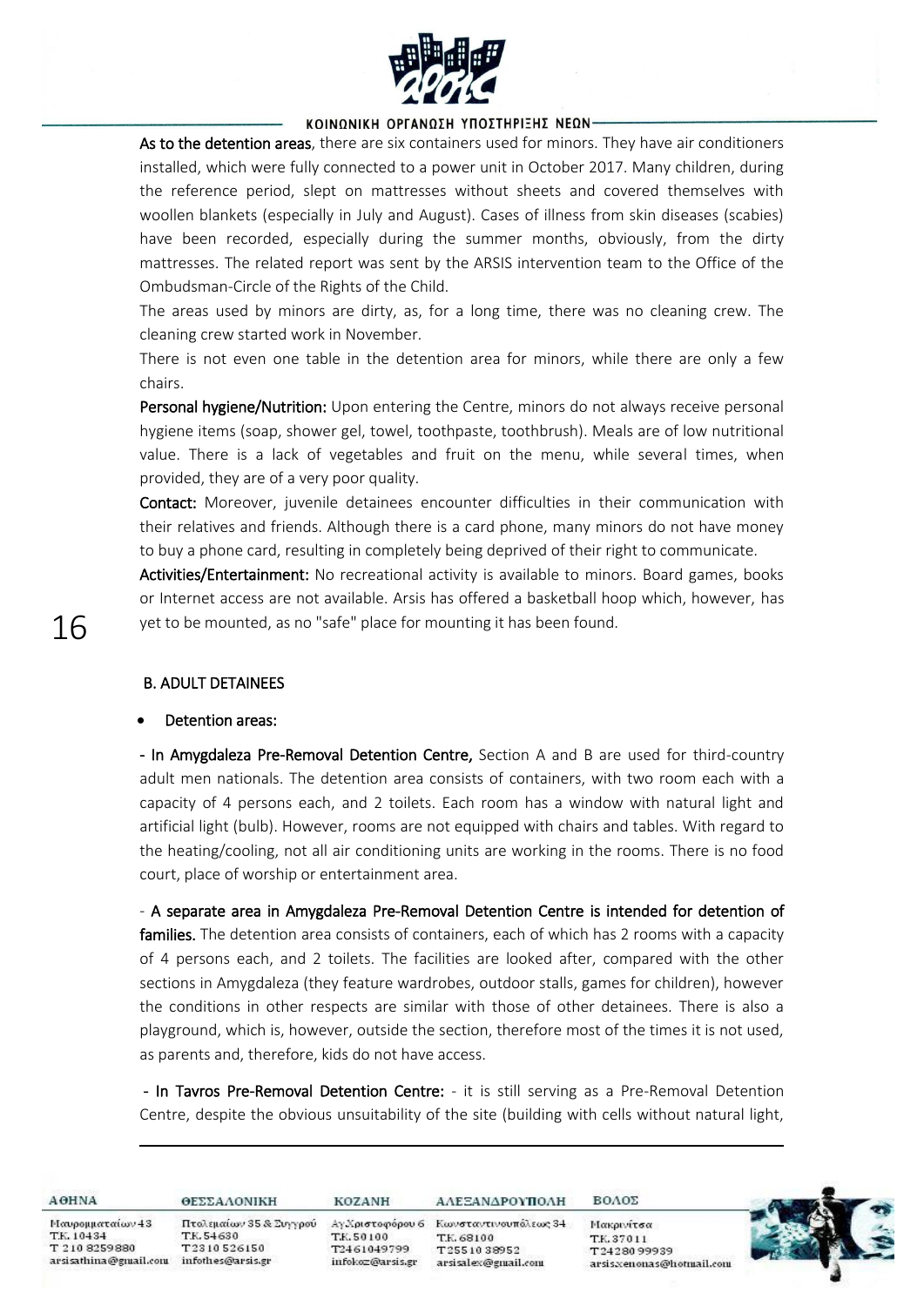**As to the detention areas**, there are six containers used for minors. They have air conditioners installed, which were fully connected to a power unit in October 2017. Many children, during the reference period, slept on mattresses without sheets and covered themselves with woollen blankets (especially in July and August). Cases of illness from skin diseases (scabies) have been recorded, especially during the summer months, obviously, from the dirty mattresses. The related report was sent by the ARSIS intervention team to the Office of the Ombudsman-Circle of the Rights of the Child.

The areas used by minors are dirty, as, for a long time, there was no cleaning crew. The cleaning crew started work in November.

There is not even one table in the detention area for minors, while there are only a few chairs.

**Personal hygiene/Nutrition:** Upon entering the Centre, minors do not always receive personal hygiene items (soap, shower gel, towel, toothpaste, toothbrush). Meals are of low nutritional value. There is a lack of vegetables and fruit on the menu, while several times, when provided, they are of a very poor quality.

**Contact:** Moreover, juvenile detainees encounter difficulties in their communication with their relatives and friends. Although there is a card phone, many minors do not have money to buy a phone card, resulting in completely being deprived of their right to communicate.

**Activities/Entertainment:** No recreational activity is available to minors. Board games, books or Internet access are not available. Arsis has offered a basketball hoop which, however, has yet to be mounted, as no "safe" place for mounting it has been found.

## B. ADULT DETAINEES

- Detention areas:

**- In Amygdaleza Pre-Removal Detention Centre,** Section A and B are used for third-country adult men nationals. The detention area consists of containers, with two room each with a capacity of 4 persons each, and 2 toilets. Each room has a window with natural light and artificial light (bulb). However, rooms are not equipped with chairs and tables. With regard to the heating/cooling, not all air conditioning units are working in the rooms. There is no food court, place of worship or entertainment area.

- **A separate area in Amygdaleza Pre-Removal Detention Centre is intended for detention of families.** The detention area consists of containers, each of which has 2 rooms with a capacity of 4 persons each, and 2 toilets. The facilities are looked after, compared with the other sections in Amygdaleza (they feature wardrobes, outdoor stalls, games for children), however the conditions in other respects are similar with those of other detainees. There is also a playground, which is, however, outside the section, therefore most of the times it is not used, as parents and, therefore, kids do not have access.

**- In Tavros Pre-Removal Detention Centre:** - it is still serving as a Pre-Removal Detention Centre, despite the obvious unsuitability of the site (building with cells without natural light,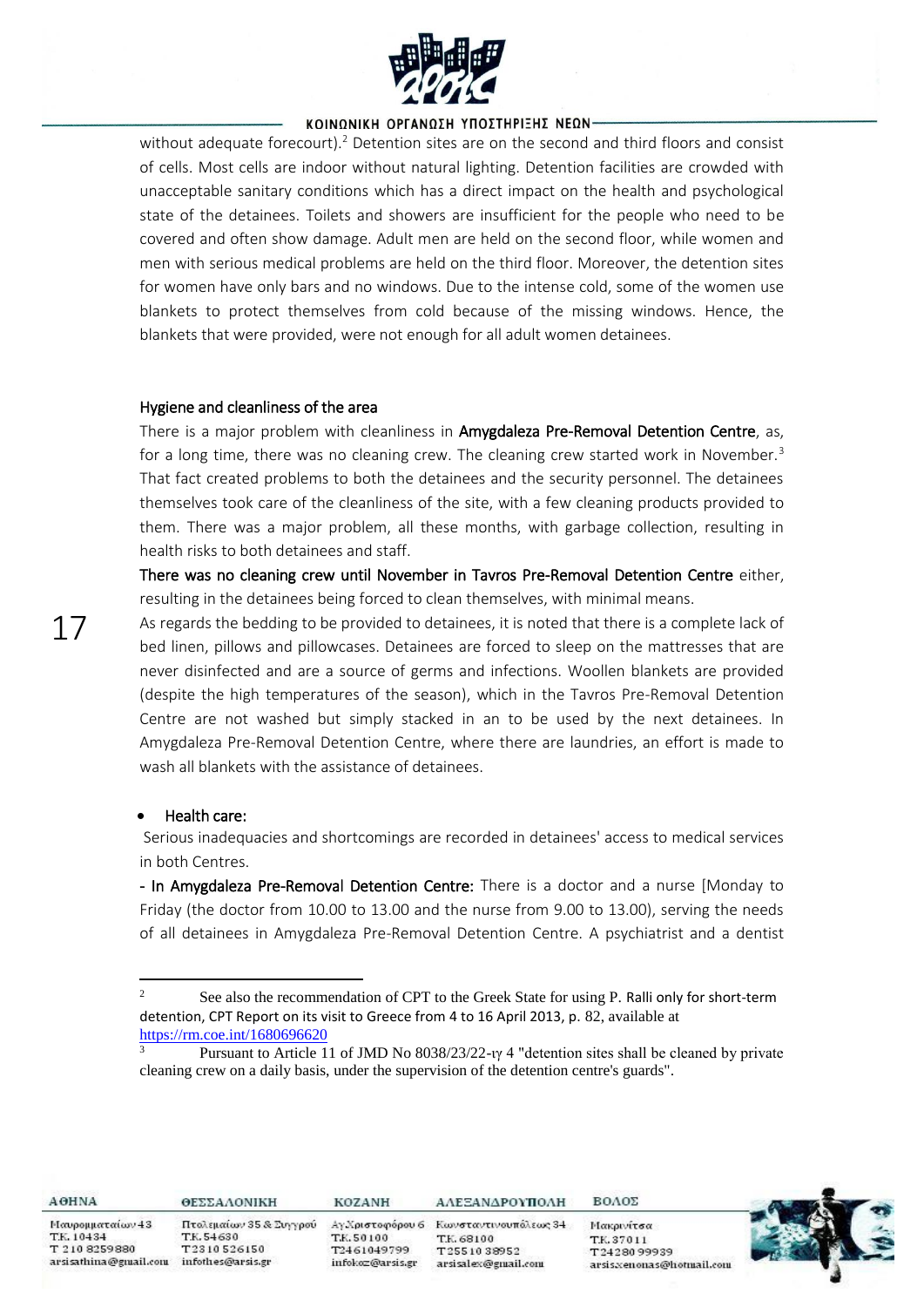without adequate forecourt).[2] Detention sites are on the second and third floors and consist of cells. Most cells are indoor without natural lighting. Detention facilities are crowded with unacceptable sanitary conditions which has a direct impact on the health and psychological state of the detainees. Toilets and showers are insufficient for the people who need to be covered and often show damage. Adult men are held on the second floor, while women and men with serious medical problems are held on the third floor. Moreover, the detention sites for women have only bars and no windows. Due to the intense cold, some of the women use blankets to protect themselves from cold because of the missing windows. Hence, the blankets that were provided, were not enough for all adult women detainees.

Hygiene and cleanliness of the area

There is a major problem with cleanliness in **Amygdaleza Pre-Removal Detention Centre**, as, for a long time, there was no cleaning crew. The cleaning crew started work in November.[3] That fact created problems to both the detainees and the security personnel. The detainees themselves took care of the cleanliness of the site, with a few cleaning products provided to them. There was a major problem, all these months, with garbage collection, resulting in health risks to both detainees and staff.

**There was no cleaning crew until November in Tavros Pre-Removal Detention Centre** either, resulting in the detainees being forced to clean themselves, with minimal means.

As regards the bedding to be provided to detainees, it is noted that there is a complete lack of bed linen, pillows and pillowcases. Detainees are forced to sleep on the mattresses that are never disinfected and are a source of germs and infections. Woollen blankets are provided (despite the high temperatures of the season), which in the Tavros Pre-Removal Detention Centre are not washed but simply stacked in an to be used by the next detainees. In Amygdaleza Pre-Removal Detention Centre, where there are laundries, an effort is made to wash all blankets with the assistance of detainees.

- Health care:

Serious inadequacies and shortcomings are recorded in detainees' access to medical services in both Centres.

**- In Amygdaleza Pre-Removal Detention Centre:** There is a doctor and a nurse [Monday to Friday (the doctor from 10.00 to 13.00 and the nurse from 9.00 to 13.00), serving the needs of all detainees in Amygdaleza Pre-Removal Detention Centre. A psychiatrist and a dentist

---

[2] See also the recommendation of CPT to the Greek State for using P. Ralli only for short-term detention, CPT Report on its visit to Greece from 4 to 16 April 2013, p. 82, available at https://rm.coe.int/1680696620

[3] Pursuant to Article 11 of JMD No 8038/23/22-ιγ 4 "detention sites shall be cleaned by private cleaning crew on a daily basis, under the supervision of the detention centre's guards".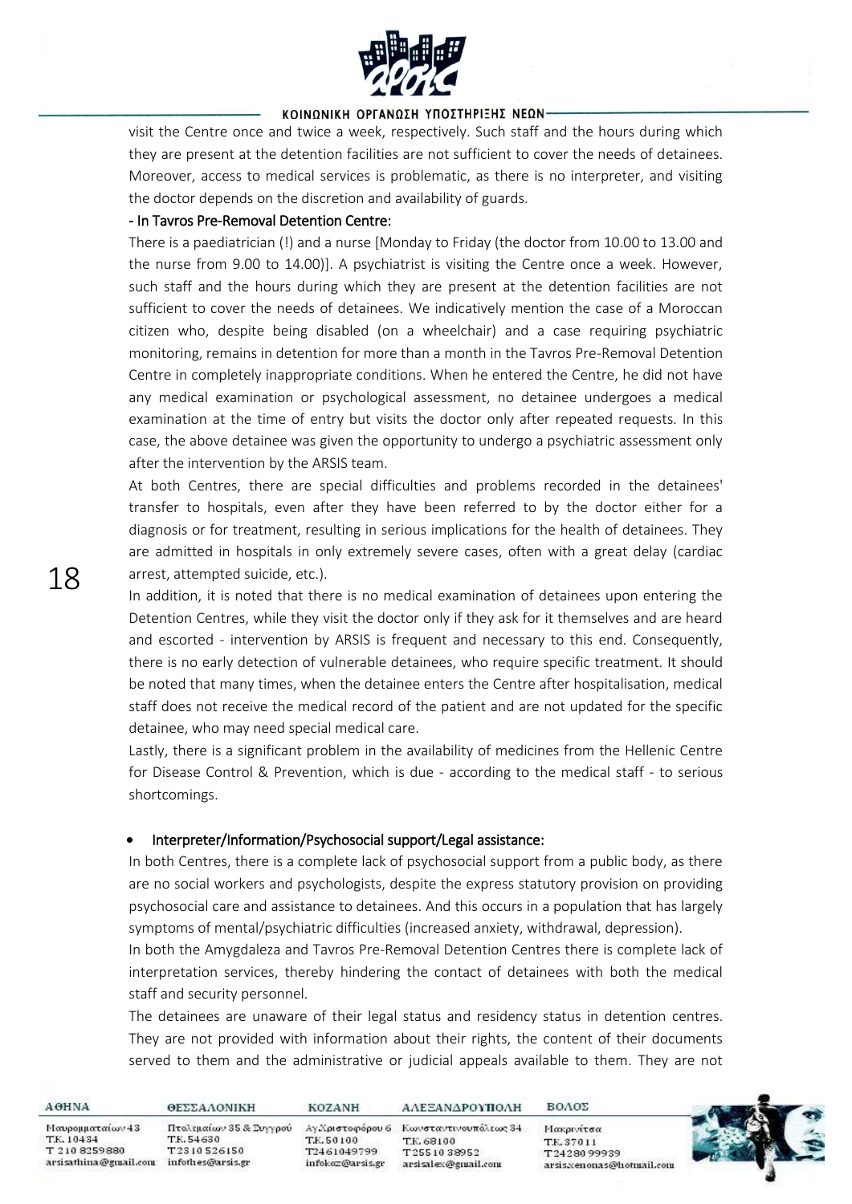visit the Centre once and twice a week, respectively. Such staff and the hours during which they are present at the detention facilities are not sufficient to cover the needs of detainees. Moreover, access to medical services is problematic, as there is no interpreter, and visiting the doctor depends on the discretion and availability of guards.

- In Tavros Pre-Removal Detention Centre:

There is a paediatrician (!) and a nurse [Monday to Friday (the doctor from 10.00 to 13.00 and the nurse from 9.00 to 14.00)]. A psychiatrist is visiting the Centre once a week. However, such staff and the hours during which they are present at the detention facilities are not sufficient to cover the needs of detainees. We indicatively mention the case of a Moroccan citizen who, despite being disabled (on a wheelchair) and a case requiring psychiatric monitoring, remains in detention for more than a month in the Tavros Pre-Removal Detention Centre in completely inappropriate conditions. When he entered the Centre, he did not have any medical examination or psychological assessment, no detainee undergoes a medical examination at the time of entry but visits the doctor only after repeated requests. In this case, the above detainee was given the opportunity to undergo a psychiatric assessment only after the intervention by the ARSIS team.

At both Centres, there are special difficulties and problems recorded in the detainees' transfer to hospitals, even after they have been referred to by the doctor either for a diagnosis or for treatment, resulting in serious implications for the health of detainees. They are admitted in hospitals in only extremely severe cases, often with a great delay (cardiac arrest, attempted suicide, etc.).

In addition, it is noted that there is no medical examination of detainees upon entering the Detention Centres, while they visit the doctor only if they ask for it themselves and are heard and escorted - intervention by ARSIS is frequent and necessary to this end. Consequently, there is no early detection of vulnerable detainees, who require specific treatment. It should be noted that many times, when the detainee enters the Centre after hospitalisation, medical staff does not receive the medical record of the patient and are not updated for the specific detainee, who may need special medical care.

Lastly, there is a significant problem in the availability of medicines from the Hellenic Centre for Disease Control & Prevention, which is due - according to the medical staff - to serious shortcomings.

- Interpreter/Information/Psychosocial support/Legal assistance:

In both Centres, there is a complete lack of psychosocial support from a public body, as there are no social workers and psychologists, despite the express statutory provision on providing psychosocial care and assistance to detainees. And this occurs in a population that has largely symptoms of mental/psychiatric difficulties (increased anxiety, withdrawal, depression).

In both the Amygdaleza and Tavros Pre-Removal Detention Centres there is complete lack of interpretation services, thereby hindering the contact of detainees with both the medical staff and security personnel.

The detainees are unaware of their legal status and residency status in detention centres. They are not provided with information about their rights, the content of their documents served to them and the administrative or judicial appeals available to them. They are not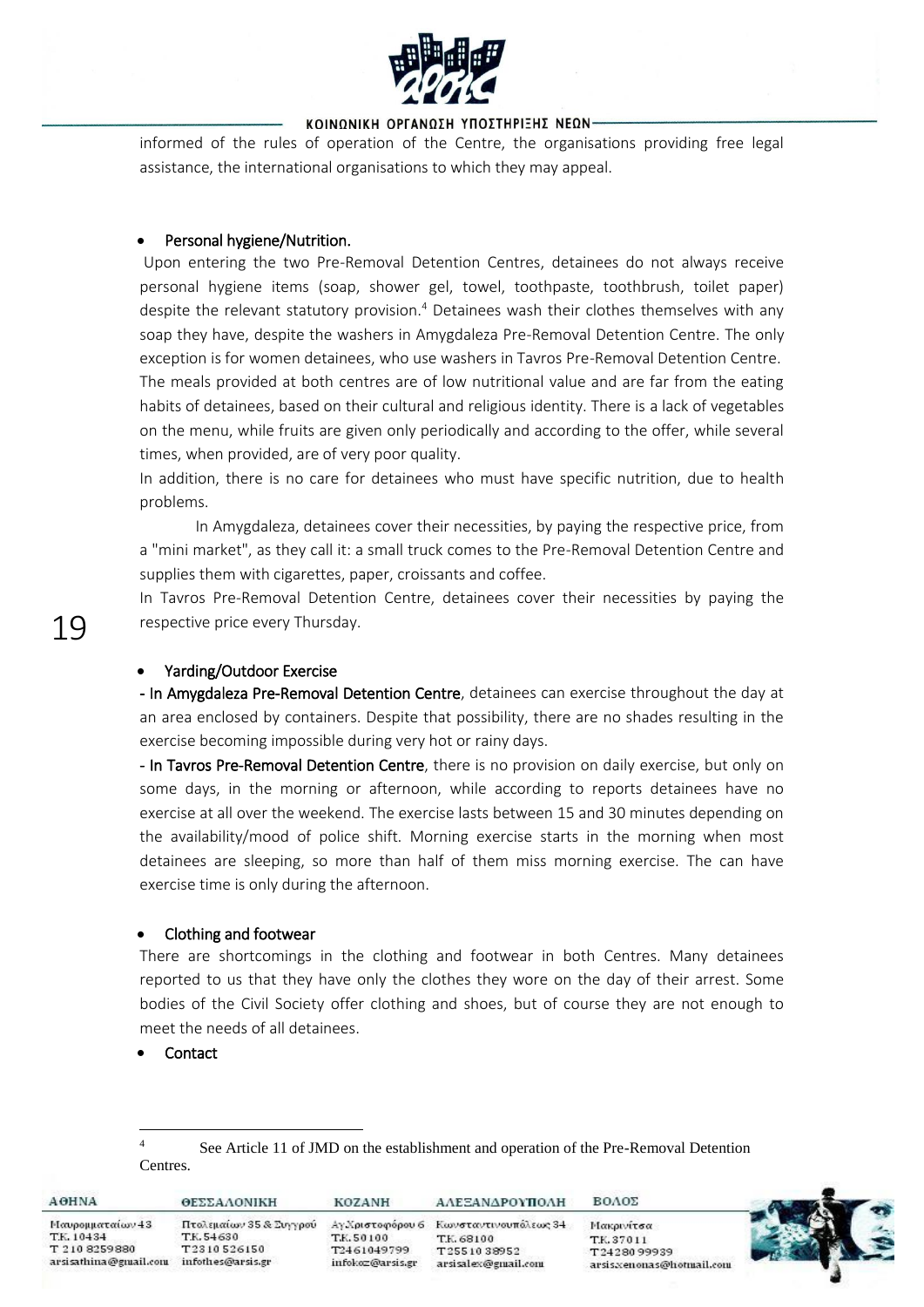informed of the rules of operation of the Centre, the organisations providing free legal assistance, the international organisations to which they may appeal.

- Personal hygiene/Nutrition.

Upon entering the two Pre-Removal Detention Centres, detainees do not always receive personal hygiene items (soap, shower gel, towel, toothpaste, toothbrush, toilet paper) despite the relevant statutory provision.[4] Detainees wash their clothes themselves with any soap they have, despite the washers in Amygdaleza Pre-Removal Detention Centre. The only exception is for women detainees, who use washers in Tavros Pre-Removal Detention Centre. The meals provided at both centres are of low nutritional value and are far from the eating habits of detainees, based on their cultural and religious identity. There is a lack of vegetables on the menu, while fruits are given only periodically and according to the offer, while several times, when provided, are of very poor quality.

In addition, there is no care for detainees who must have specific nutrition, due to health problems.

In Amygdaleza, detainees cover their necessities, by paying the respective price, from a "mini market", as they call it: a small truck comes to the Pre-Removal Detention Centre and supplies them with cigarettes, paper, croissants and coffee.

In Tavros Pre-Removal Detention Centre, detainees cover their necessities by paying the respective price every Thursday.

- Yarding/Outdoor Exercise

- In Amygdaleza Pre-Removal Detention Centre, detainees can exercise throughout the day at an area enclosed by containers. Despite that possibility, there are no shades resulting in the exercise becoming impossible during very hot or rainy days.

- In Tavros Pre-Removal Detention Centre, there is no provision on daily exercise, but only on some days, in the morning or afternoon, while according to reports detainees have no exercise at all over the weekend. The exercise lasts between 15 and 30 minutes depending on the availability/mood of police shift. Morning exercise starts in the morning when most detainees are sleeping, so more than half of them miss morning exercise. The can have exercise time is only during the afternoon.

- Clothing and footwear

There are shortcomings in the clothing and footwear in both Centres. Many detainees reported to us that they have only the clothes they wore on the day of their arrest. Some bodies of the Civil Society offer clothing and shoes, but of course they are not enough to meet the needs of all detainees.

- Contact

---

[4] See Article 11 of JMD on the establishment and operation of the Pre-Removal Detention Centres.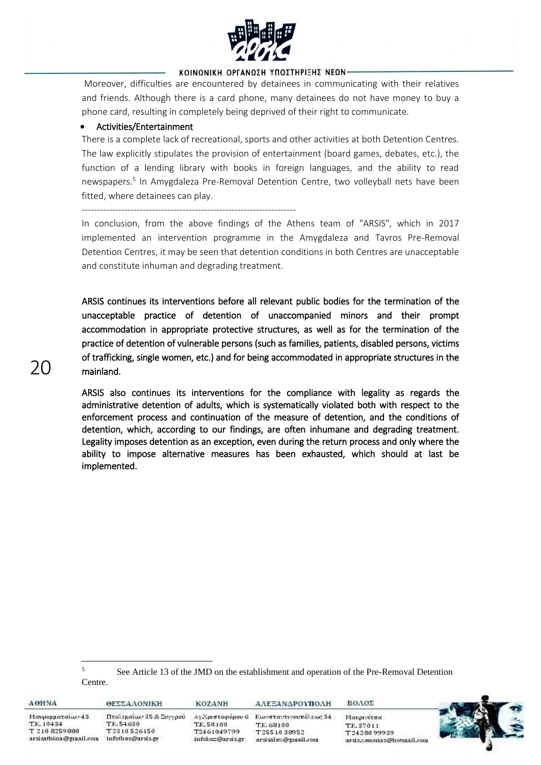Moreover, difficulties are encountered by detainees in communicating with their relatives and friends. Although there is a card phone, many detainees do not have money to buy a phone card, resulting in completely being deprived of their right to communicate.

- Activities/Entertainment

There is a complete lack of recreational, sports and other activities at both Detention Centres. The law explicitly stipulates the provision of entertainment (board games, debates, etc.), the function of a lending library with books in foreign languages, and the ability to read newspapers.[5] In Amygdaleza Pre-Removal Detention Centre, two volleyball nets have been fitted, where detainees can play.

-----------------------------------------------------------------------

In conclusion, from the above findings of the Athens team of "ARSIS", which in 2017 implemented an intervention programme in the Amygdaleza and Tavros Pre-Removal Detention Centres, it may be seen that detention conditions in both Centres are unacceptable and constitute inhuman and degrading treatment.

**ARSIS continues its interventions before all relevant public bodies for the termination of the unacceptable practice of detention of unaccompanied minors and their prompt accommodation in appropriate protective structures, as well as for the termination of the practice of detention of vulnerable persons (such as families, patients, disabled persons, victims of trafficking, single women, etc.) and for being accommodated in appropriate structures in the mainland.**

**ARSIS also continues its interventions for the compliance with legality as regards the administrative detention of adults, which is systematically violated both with respect to the enforcement process and continuation of the measure of detention, and the conditions of detention, which, according to our findings, are often inhumane and degrading treatment. Legality imposes detention as an exception, even during the return process and only where the ability to impose alternative measures has been exhausted, which should at last be implemented.**

[5] See Article 13 of the JMD on the establishment and operation of the Pre-Removal Detention Centre.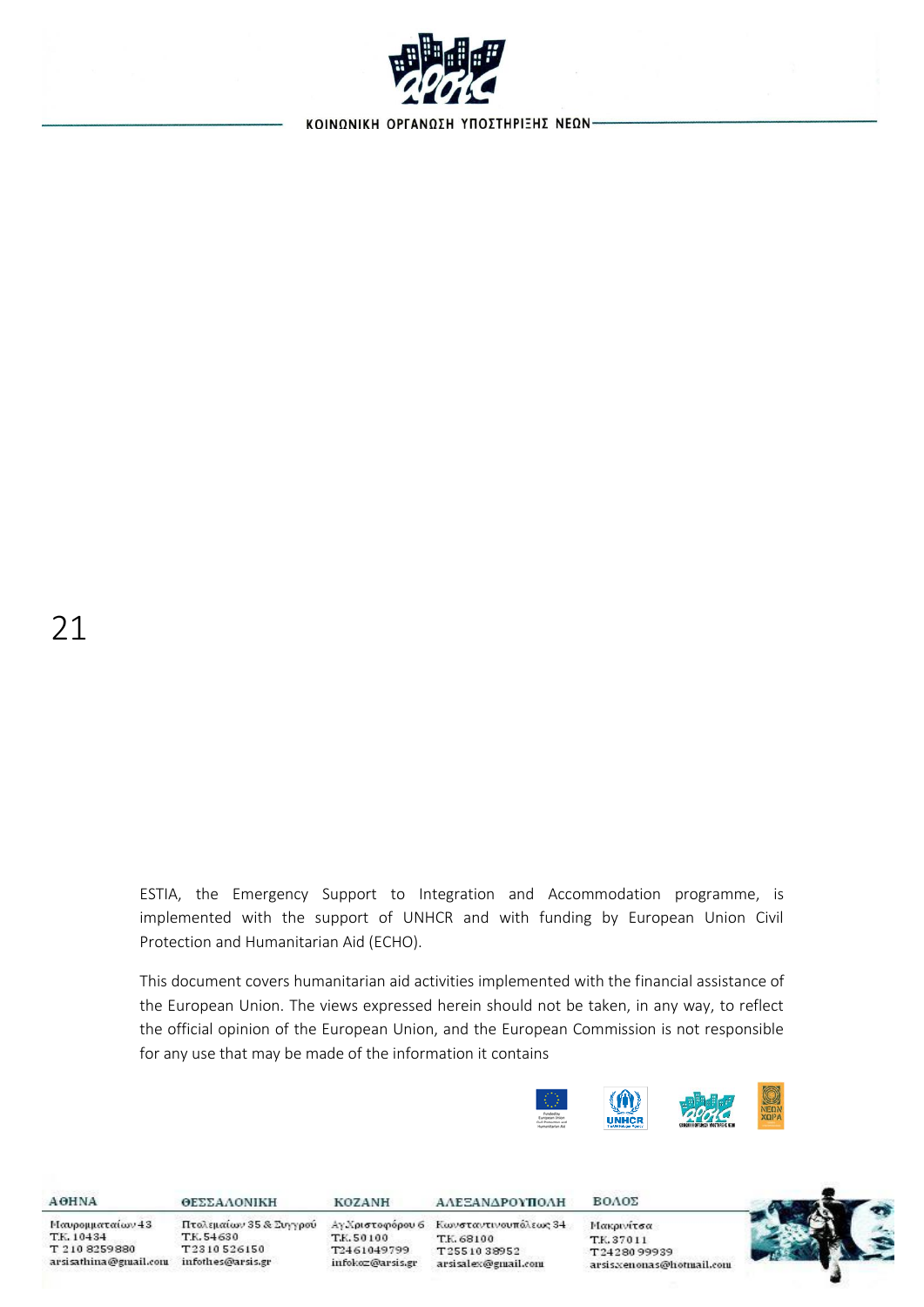ESTIA, the Emergency Support to Integration and Accommodation programme, is implemented with the support of UNHCR and with funding by European Union Civil Protection and Humanitarian Aid (ECHO).

This document covers humanitarian aid activities implemented with the financial assistance of the European Union. The views expressed herein should not be taken, in any way, to reflect the official opinion of the European Union, and the European Commission is not responsible for any use that may be made of the information it contains

| ΑΘΗΝΑ | ΘΕΣΣΑΛΟΝΙΚΗ | ΚΟΖΑΝΗ | ΑΛΕΞΑΝΔΡΟΥΠΟΛΗ | ΒΟΛΟΣ |
|---|---|---|---|---|
| Μαυρομματαίων 43 | Πτολεμαίων 35 & Συγγρού | Αγ.Χριστοφόρου 6 | Κωνσταντινουπόλεως 34 | Μακρινίτσα |
| Τ.Κ. 10434 | Τ.Κ. 54630 | Τ.Κ. 50100 | Τ.Κ. 68100 | Τ.Κ. 37011 |
| Τ 210 8259880 | Τ 2310 526150 | Τ2461049799 | Τ 25510 38952 | Τ 24280 99939 |
| arsisathina@gmail.com | infothes@arsis.gr | infokoz@arsis.gr | arsisalex@gmail.com | arsisxenonas@hotmail.com |